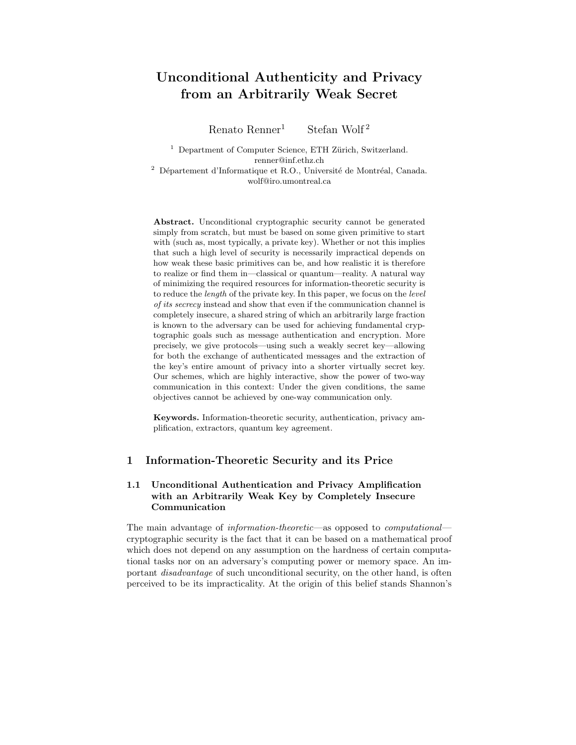# Unconditional Authenticity and Privacy from an Arbitrarily Weak Secret

Renato Renner[1] Stefan Wolf[2]

[1] Department of Computer Science, ETH Zürich, Switzerland.
renner@inf.ethz.ch

[2] Département d'Informatique et R.O., Université de Montréal, Canada.
wolf@iro.umontreal.ca

**Abstract.** Unconditional cryptographic security cannot be generated simply from scratch, but must be based on some given primitive to start with (such as, most typically, a private key). Whether or not this implies that such a high level of security is necessarily impractical depends on how weak these basic primitives can be, and how realistic it is therefore to realize or find them in—classical or quantum—reality. A natural way of minimizing the required resources for information-theoretic security is to reduce the *length* of the private key. In this paper, we focus on the *level of its secrecy* instead and show that even if the communication channel is completely insecure, a shared string of which an arbitrarily large fraction is known to the adversary can be used for achieving fundamental cryptographic goals such as message authentication and encryption. More precisely, we give protocols—using such a weakly secret key—allowing for both the exchange of authenticated messages and the extraction of the key's entire amount of privacy into a shorter virtually secret key. Our schemes, which are highly interactive, show the power of two-way communication in this context: Under the given conditions, the same objectives cannot be achieved by one-way communication only.

**Keywords.** Information-theoretic security, authentication, privacy amplification, extractors, quantum key agreement.

## 1 Information-Theoretic Security and its Price

### 1.1 Unconditional Authentication and Privacy Amplification with an Arbitrarily Weak Key by Completely Insecure Communication

The main advantage of *information-theoretic*—as opposed to *computational*—cryptographic security is the fact that it can be based on a mathematical proof which does not depend on any assumption on the hardness of certain computational tasks nor on an adversary's computing power or memory space. An important *disadvantage* of such unconditional security, on the other hand, is often perceived to be its impracticality. At the origin of this belief stands Shannon's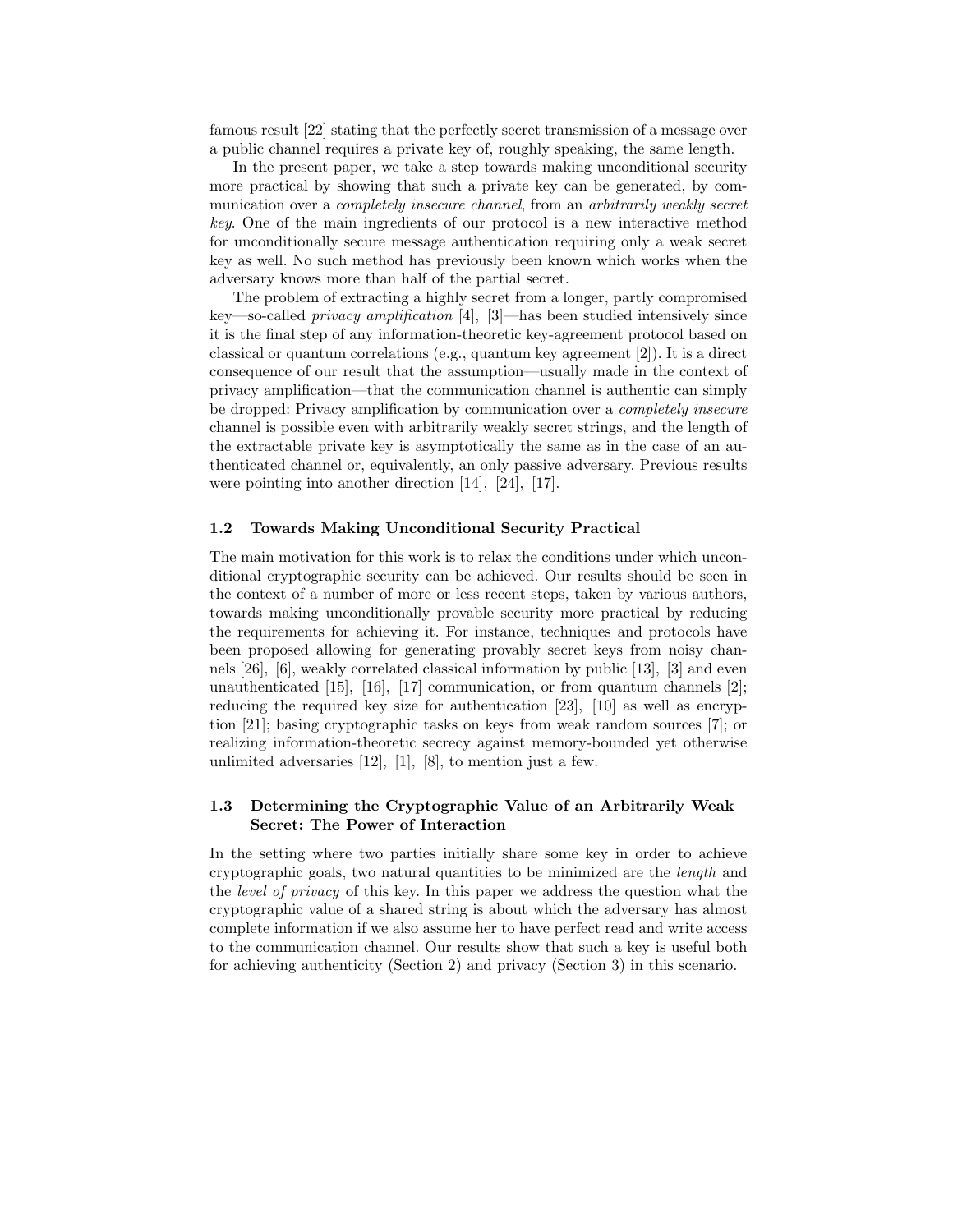famous result [22] stating that the perfectly secret transmission of a message over a public channel requires a private key of, roughly speaking, the same length.

In the present paper, we take a step towards making unconditional security more practical by showing that such a private key can be generated, by communication over a *completely insecure channel*, from an *arbitrarily weakly secret key*. One of the main ingredients of our protocol is a new interactive method for unconditionally secure message authentication requiring only a weak secret key as well. No such method has previously been known which works when the adversary knows more than half of the partial secret.

The problem of extracting a highly secret from a longer, partly compromised key—so-called *privacy amplification* [4], [3]—has been studied intensively since it is the final step of any information-theoretic key-agreement protocol based on classical or quantum correlations (e.g., quantum key agreement [2]). It is a direct consequence of our result that the assumption—usually made in the context of privacy amplification—that the communication channel is authentic can simply be dropped: Privacy amplification by communication over a *completely insecure* channel is possible even with arbitrarily weakly secret strings, and the length of the extractable private key is asymptotically the same as in the case of an authenticated channel or, equivalently, an only passive adversary. Previous results were pointing into another direction [14], [24], [17].

### 1.2 Towards Making Unconditional Security Practical

The main motivation for this work is to relax the conditions under which unconditional cryptographic security can be achieved. Our results should be seen in the context of a number of more or less recent steps, taken by various authors, towards making unconditionally provable security more practical by reducing the requirements for achieving it. For instance, techniques and protocols have been proposed allowing for generating provably secret keys from noisy channels [26], [6], weakly correlated classical information by public [13], [3] and even unauthenticated [15], [16], [17] communication, or from quantum channels [2]; reducing the required key size for authentication [23], [10] as well as encryption [21]; basing cryptographic tasks on keys from weak random sources [7]; or realizing information-theoretic secrecy against memory-bounded yet otherwise unlimited adversaries [12], [1], [8], to mention just a few.

### 1.3 Determining the Cryptographic Value of an Arbitrarily Weak Secret: The Power of Interaction

In the setting where two parties initially share some key in order to achieve cryptographic goals, two natural quantities to be minimized are the *length* and the *level of privacy* of this key. In this paper we address the question what the cryptographic value of a shared string is about which the adversary has almost complete information if we also assume her to have perfect read and write access to the communication channel. Our results show that such a key is useful both for achieving authenticity (Section 2) and privacy (Section 3) in this scenario.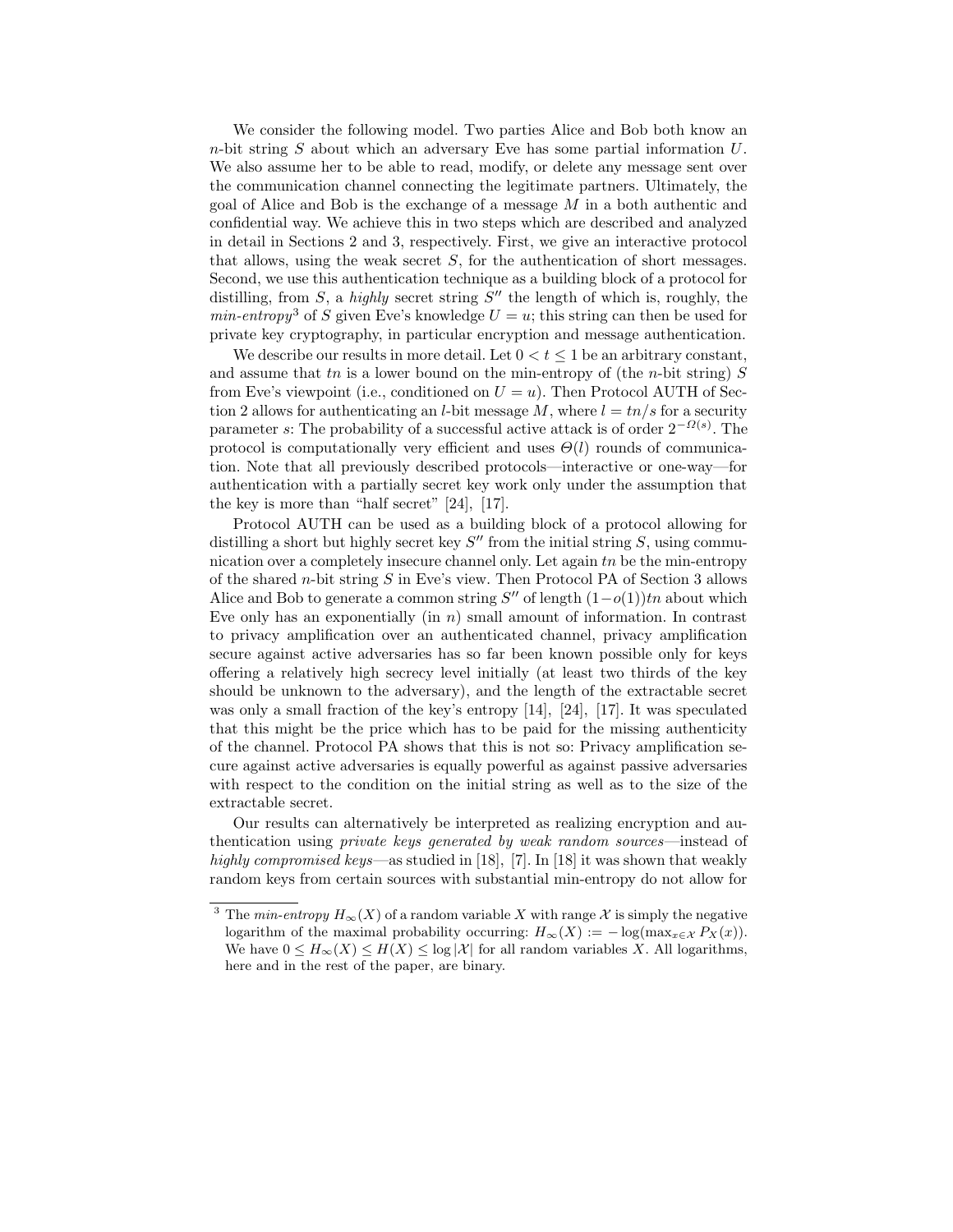We consider the following model. Two parties Alice and Bob both know an $n$-bit string $S$ about which an adversary Eve has some partial information $U$. We also assume her to be able to read, modify, or delete any message sent over the communication channel connecting the legitimate partners. Ultimately, the goal of Alice and Bob is the exchange of a message $M$ in a both authentic and confidential way. We achieve this in two steps which are described and analyzed in detail in Sections 2 and 3, respectively. First, we give an interactive protocol that allows, using the weak secret $S$, for the authentication of short messages. Second, we use this authentication technique as a building block of a protocol for distilling, from $S$, a *highly* secret string $S''$ the length of which is, roughly, the *min-entropy*[3] of $S$ given Eve's knowledge $U = u$; this string can then be used for private key cryptography, in particular encryption and message authentication.

We describe our results in more detail. Let $0 < t \leq 1$ be an arbitrary constant, and assume that $tn$ is a lower bound on the min-entropy of (the $n$-bit string) $S$ from Eve's viewpoint (i.e., conditioned on $U = u$). Then Protocol AUTH of Section 2 allows for authenticating an $l$-bit message $M$, where $l = tn/s$ for a security parameter $s$: The probability of a successful active attack is of order $2^{-\Omega(s)}$. The protocol is computationally very efficient and uses $\Theta(l)$ rounds of communication. Note that all previously described protocols—interactive or one-way—for authentication with a partially secret key work only under the assumption that the key is more than "half secret" [24], [17].

Protocol AUTH can be used as a building block of a protocol allowing for distilling a short but highly secret key $S''$ from the initial string $S$, using communication over a completely insecure channel only. Let again $tn$ be the min-entropy of the shared $n$-bit string $S$ in Eve's view. Then Protocol PA of Section 3 allows Alice and Bob to generate a common string $S''$ of length $(1-o(1))tn$ about which Eve only has an exponentially (in $n$) small amount of information. In contrast to privacy amplification over an authenticated channel, privacy amplification secure against active adversaries has so far been known possible only for keys offering a relatively high secrecy level initially (at least two thirds of the key should be unknown to the adversary), and the length of the extractable secret was only a small fraction of the key's entropy [14], [24], [17]. It was speculated that this might be the price which has to be paid for the missing authenticity of the channel. Protocol PA shows that this is not so: Privacy amplification secure against active adversaries is equally powerful as against passive adversaries with respect to the condition on the initial string as well as to the size of the extractable secret.

Our results can alternatively be interpreted as realizing encryption and authentication using *private keys generated by weak random sources*—instead of *highly compromised keys*—as studied in [18], [7]. In [18] it was shown that weakly random keys from certain sources with substantial min-entropy do not allow for

---

[3] The *min-entropy* $H_\infty(X)$ of a random variable $X$ with range $\mathcal{X}$ is simply the negative logarithm of the maximal probability occurring: $H_\infty(X) := -\log(\max_{x\in\mathcal{X}} P_X(x))$. We have $0 \leq H_\infty(X) \leq H(X) \leq \log|\mathcal{X}|$ for all random variables $X$. All logarithms, here and in the rest of the paper, are binary.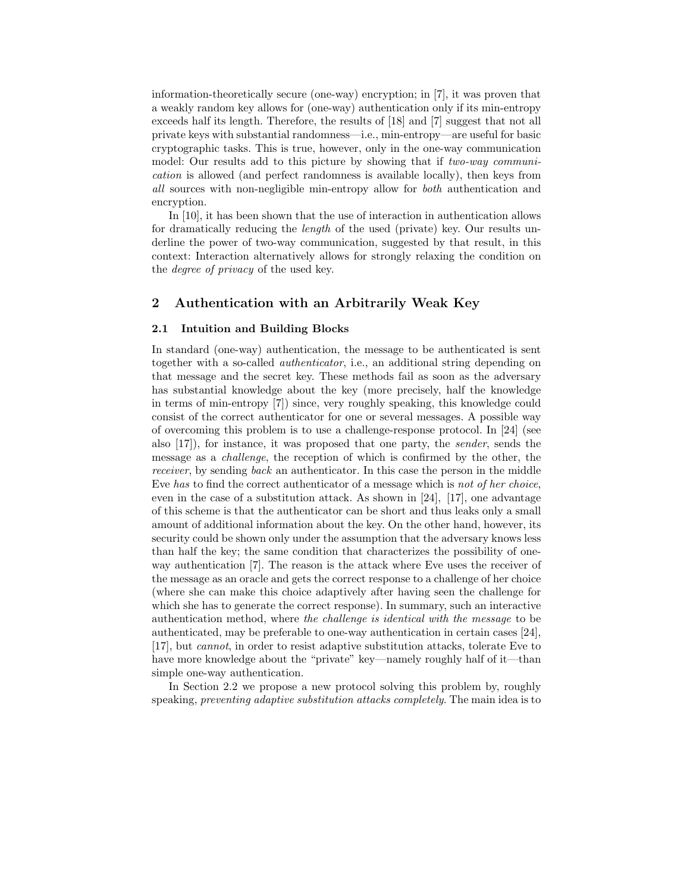information-theoretically secure (one-way) encryption; in [7], it was proven that a weakly random key allows for (one-way) authentication only if its min-entropy exceeds half its length. Therefore, the results of [18] and [7] suggest that not all private keys with substantial randomness—i.e., min-entropy—are useful for basic cryptographic tasks. This is true, however, only in the one-way communication model: Our results add to this picture by showing that if *two-way communication* is allowed (and perfect randomness is available locally), then keys from *all* sources with non-negligible min-entropy allow for *both* authentication and encryption.

In [10], it has been shown that the use of interaction in authentication allows for dramatically reducing the *length* of the used (private) key. Our results underline the power of two-way communication, suggested by that result, in this context: Interaction alternatively allows for strongly relaxing the condition on the *degree of privacy* of the used key.

## 2 Authentication with an Arbitrarily Weak Key

### 2.1 Intuition and Building Blocks

In standard (one-way) authentication, the message to be authenticated is sent together with a so-called *authenticator*, i.e., an additional string depending on that message and the secret key. These methods fail as soon as the adversary has substantial knowledge about the key (more precisely, half the knowledge in terms of min-entropy [7]) since, very roughly speaking, this knowledge could consist of the correct authenticator for one or several messages. A possible way of overcoming this problem is to use a challenge-response protocol. In [24] (see also [17]), for instance, it was proposed that one party, the *sender*, sends the message as a *challenge*, the reception of which is confirmed by the other, the *receiver*, by sending *back* an authenticator. In this case the person in the middle Eve *has* to find the correct authenticator of a message which is *not of her choice*, even in the case of a substitution attack. As shown in [24], [17], one advantage of this scheme is that the authenticator can be short and thus leaks only a small amount of additional information about the key. On the other hand, however, its security could be shown only under the assumption that the adversary knows less than half the key; the same condition that characterizes the possibility of one-way authentication [7]. The reason is the attack where Eve uses the receiver of the message as an oracle and gets the correct response to a challenge of her choice (where she can make this choice adaptively after having seen the challenge for which she has to generate the correct response). In summary, such an interactive authentication method, where *the challenge is identical with the message* to be authenticated, may be preferable to one-way authentication in certain cases [24], [17], but *cannot*, in order to resist adaptive substitution attacks, tolerate Eve to have more knowledge about the "private" key—namely roughly half of it—than simple one-way authentication.

In Section 2.2 we propose a new protocol solving this problem by, roughly speaking, *preventing adaptive substitution attacks completely*. The main idea is to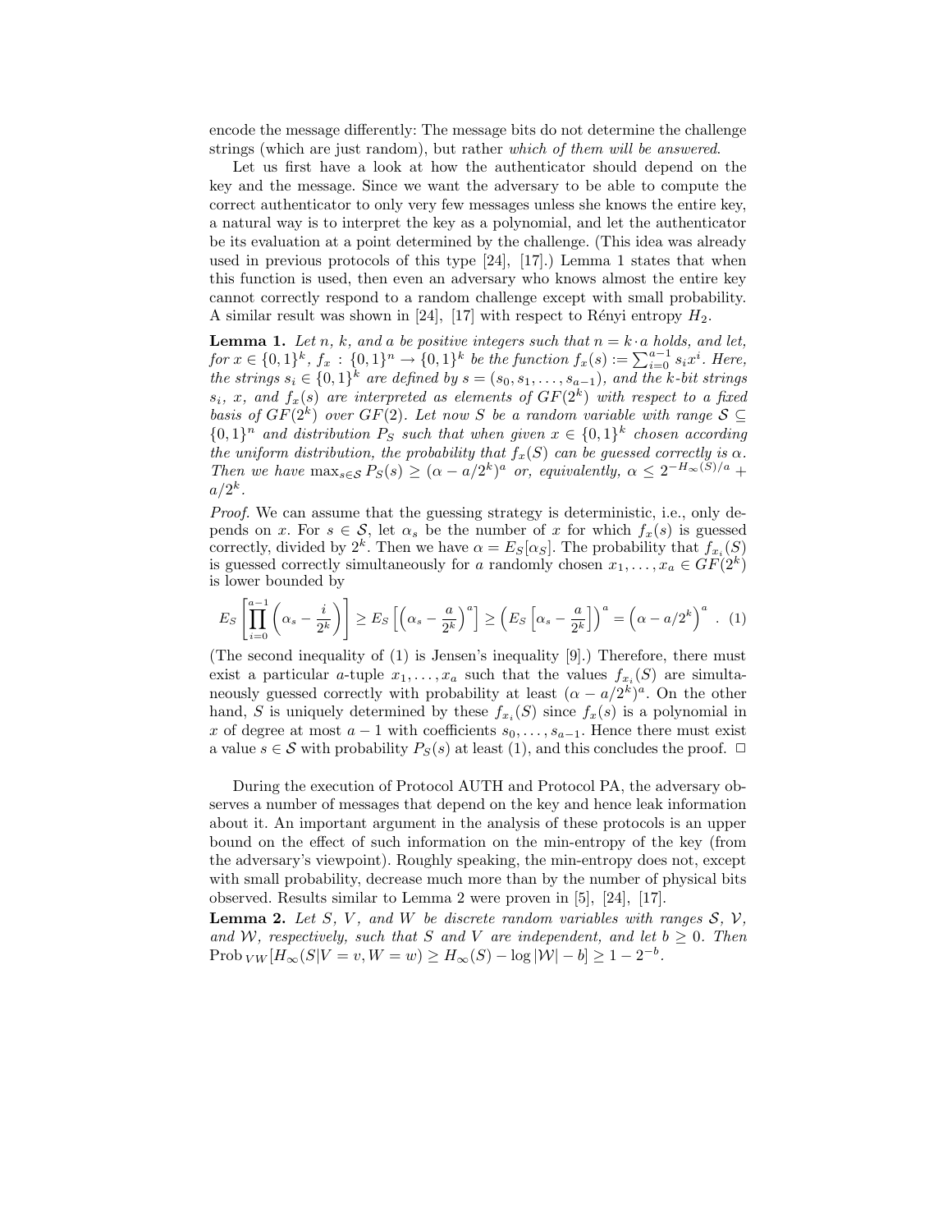encode the message differently: The message bits do not determine the challenge strings (which are just random), but rather *which of them will be answered*.

Let us first have a look at how the authenticator should depend on the key and the message. Since we want the adversary to be able to compute the correct authenticator to only very few messages unless she knows the entire key, a natural way is to interpret the key as a polynomial, and let the authenticator be its evaluation at a point determined by the challenge. (This idea was already used in previous protocols of this type [24], [17].) Lemma 1 states that when this function is used, then even an adversary who knows almost the entire key cannot correctly respond to a random challenge except with small probability. A similar result was shown in [24], [17] with respect to Rényi entropy $H_2$.

**Lemma 1.** *Let $n$, $k$, and $a$ be positive integers such that $n = k \cdot a$ holds, and let, for $x \in \{0,1\}^k$, $f_x : \{0,1\}^n \rightarrow \{0,1\}^k$ be the function $f_x(s) := \sum_{i=0}^{a-1} s_i x^i$. Here, the strings $s_i \in \{0,1\}^k$ are defined by $s = (s_0, s_1, \ldots, s_{a-1})$, and the $k$-bit strings $s_i$, $x$, and $f_x(s)$ are interpreted as elements of $GF(2^k)$ with respect to a fixed basis of $GF(2^k)$ over $GF(2)$. Let now $S$ be a random variable with range $\mathcal{S} \subseteq \{0,1\}^n$ and distribution $P_S$ such that when given $x \in \{0,1\}^k$ chosen according the uniform distribution, the probability that $f_x(S)$ can be guessed correctly is $\alpha$. Then we have $\max_{s \in \mathcal{S}} P_S(s) \geq (\alpha - a/2^k)^a$ or, equivalently, $\alpha \leq 2^{-H_\infty(S)/a} + a/2^k$.*

*Proof.* We can assume that the guessing strategy is deterministic, i.e., only depends on $x$. For $s \in \mathcal{S}$, let $\alpha_s$ be the number of $x$ for which $f_x(s)$ is guessed correctly, divided by $2^k$. Then we have $\alpha = E_S[\alpha_S]$. The probability that $f_{x_i}(S)$ is guessed correctly simultaneously for $a$ randomly chosen $x_1, \ldots, x_a \in GF(2^k)$ is lower bounded by

$$E_S\left[\prod_{i=0}^{a-1}\left(\alpha_s - \frac{i}{2^k}\right)\right] \geq E_S\left[\left(\alpha_s - \frac{a}{2^k}\right)^a\right] \geq \left(E_S\left[\alpha_s - \frac{a}{2^k}\right]\right)^a = \left(\alpha - a/2^k\right)^a . \quad (1)$$

(The second inequality of (1) is Jensen's inequality [9].) Therefore, there must exist a particular $a$-tuple $x_1, \ldots, x_a$ such that the values $f_{x_i}(S)$ are simultaneously guessed correctly with probability at least $(\alpha - a/2^k)^a$. On the other hand, $S$ is uniquely determined by these $f_{x_i}(S)$ since $f_x(s)$ is a polynomial in $x$ of degree at most $a-1$ with coefficients $s_0, \ldots, s_{a-1}$. Hence there must exist a value $s \in \mathcal{S}$ with probability $P_S(s)$ at least (1), and this concludes the proof. □

During the execution of Protocol AUTH and Protocol PA, the adversary observes a number of messages that depend on the key and hence leak information about it. An important argument in the analysis of these protocols is an upper bound on the effect of such information on the min-entropy of the key (from the adversary's viewpoint). Roughly speaking, the min-entropy does not, except with small probability, decrease much more than by the number of physical bits observed. Results similar to Lemma 2 were proven in [5], [24], [17].

**Lemma 2.** *Let $S$, $V$, and $W$ be discrete random variables with ranges $\mathcal{S}$, $\mathcal{V}$, and $\mathcal{W}$, respectively, such that $S$ and $V$ are independent, and let $b \geq 0$. Then $\text{Prob}_{VW}[H_\infty(S|V=v, W=w) \geq H_\infty(S) - \log|\mathcal{W}| - b] \geq 1 - 2^{-b}$.*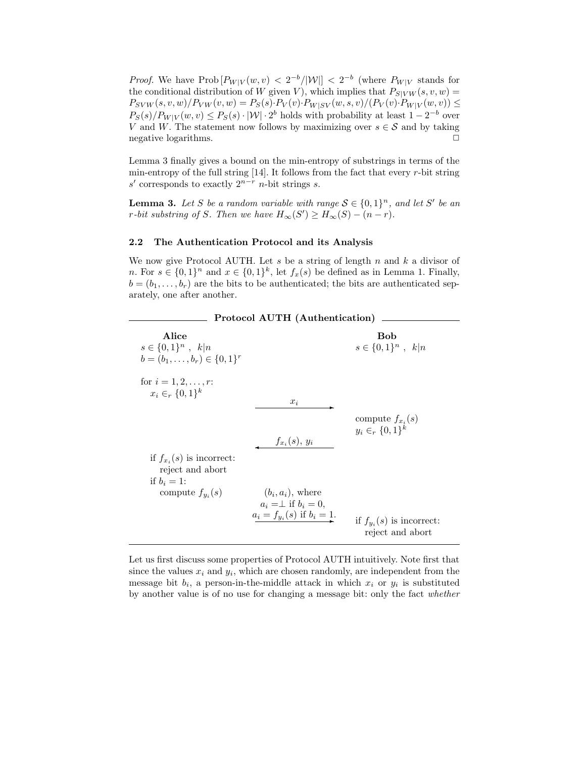*Proof.* We have $\text{Prob}\left[P_{W|V}(w,v) < 2^{-b}/|\mathcal{W}|\right] < 2^{-b}$ (where $P_{W|V}$ stands for the conditional distribution of $W$ given $V$), which implies that $P_{S|VW}(s,v,w) = P_{SVW}(s,v,w)/P_{VW}(v,w) = P_S(s)\cdot P_V(v)\cdot P_{W|SV}(w,s,v)/(P_V(v)\cdot P_{W|V}(w,v)) \leq P_S(s)/P_{W|V}(w,v) \leq P_S(s)\cdot|\mathcal{W}|\cdot 2^b$ holds with probability at least $1-2^{-b}$ over $V$ and $W$. The statement now follows by maximizing over $s \in \mathcal{S}$ and by taking negative logarithms. □

Lemma 3 finally gives a bound on the min-entropy of substrings in terms of the min-entropy of the full string [14]. It follows from the fact that every $r$-bit string $s'$ corresponds to exactly $2^{n-r}$ $n$-bit strings $s$.

**Lemma 3.** *Let $S$ be a random variable with range $\mathcal{S} \in \{0,1\}^n$, and let $S'$ be an $r$-bit substring of $S$. Then we have $H_\infty(S') \geq H_\infty(S) - (n-r)$.*

### 2.2 The Authentication Protocol and its Analysis

We now give Protocol AUTH. Let $s$ be a string of length $n$ and $k$ a divisor of $n$. For $s \in \{0,1\}^n$ and $x \in \{0,1\}^k$, let $f_x(s)$ be defined as in Lemma 1. Finally, $b = (b_1, \ldots, b_r)$ are the bits to be authenticated; the bits are authenticated separately, one after another.

---

**Protocol AUTH (Authentication)**

| **Alice** | | **Bob** |
|---|---|---|
| $s \in \{0,1\}^n$ , $k\|n$ | | $s \in \{0,1\}^n$ , $k\|n$ |
| $b = (b_1, \ldots, b_r) \in \{0,1\}^r$ | | |
| for $i = 1,2,\ldots,r$: | | |
| $x_i \in_r \{0,1\}^k$ | | |
| | $x_i$ → | |
| | | compute $f_{x_i}(s)$ |
| | | $y_i \in_r \{0,1\}^k$ |
| | ← $f_{x_i}(s)$, $y_i$ | |
| if $f_{x_i}(s)$ is incorrect: reject and abort | | |
| if $b_i = 1$: compute $f_{y_i}(s)$ | $(b_i, a_i)$, where $a_i = \perp$ if $b_i = 0$, $a_i = f_{y_i}(s)$ if $b_i = 1$. → | |
| | | if $f_{y_i}(s)$ is incorrect: reject and abort |

---

Let us first discuss some properties of Protocol AUTH intuitively. Note first that since the values $x_i$ and $y_i$, which are chosen randomly, are independent from the message bit $b_i$, a person-in-the-middle attack in which $x_i$ or $y_i$ is substituted by another value is of no use for changing a message bit: only the fact *whether*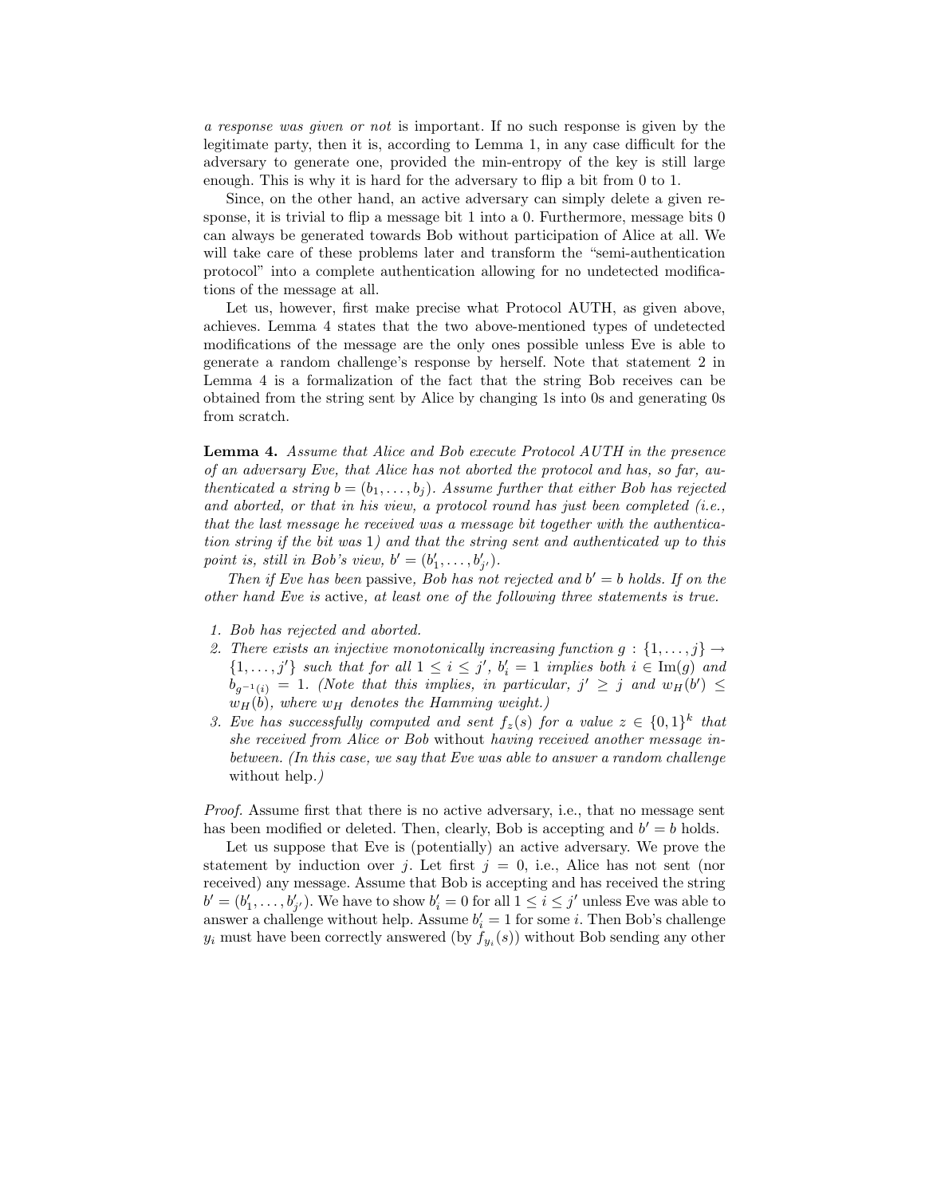*a response was given or not* is important. If no such response is given by the legitimate party, then it is, according to Lemma 1, in any case difficult for the adversary to generate one, provided the min-entropy of the key is still large enough. This is why it is hard for the adversary to flip a bit from 0 to 1.

Since, on the other hand, an active adversary can simply delete a given response, it is trivial to flip a message bit 1 into a 0. Furthermore, message bits 0 can always be generated towards Bob without participation of Alice at all. We will take care of these problems later and transform the "semi-authentication protocol" into a complete authentication allowing for no undetected modifications of the message at all.

Let us, however, first make precise what Protocol AUTH, as given above, achieves. Lemma 4 states that the two above-mentioned types of undetected modifications of the message are the only ones possible unless Eve is able to generate a random challenge's response by herself. Note that statement 2 in Lemma 4 is a formalization of the fact that the string Bob receives can be obtained from the string sent by Alice by changing 1s into 0s and generating 0s from scratch.

**Lemma 4.** *Assume that Alice and Bob execute Protocol AUTH in the presence of an adversary Eve, that Alice has not aborted the protocol and has, so far, authenticated a string $b = (b_1, \ldots, b_j)$. Assume further that either Bob has rejected and aborted, or that in his view, a protocol round has just been completed (i.e., that the last message he received was a message bit together with the authentication string if the bit was* 1*) and that the string sent and authenticated up to this point is, still in Bob's view, $b' = (b'_1, \ldots, b'_{j'})$.*

*Then if Eve has been* passive*, Bob has not rejected and $b' = b$ holds. If on the other hand Eve is* active*, at least one of the following three statements is true.*

1. *Bob has rejected and aborted.*
2. *There exists an injective monotonically increasing function $g : \{1, \ldots, j\} \to \{1, \ldots, j'\}$ such that for all $1 \leq i \leq j'$, $b'_i = 1$ implies both $i \in \mathrm{Im}(g)$ and $b_{g^{-1}(i)} = 1$. (Note that this implies, in particular, $j' \geq j$ and $w_H(b') \leq w_H(b)$, where $w_H$ denotes the Hamming weight.)*
3. *Eve has successfully computed and sent $f_z(s)$ for a value $z \in \{0,1\}^k$ that she received from Alice or Bob* without *having received another message in-between. (In this case, we say that Eve was able to answer a random challenge* without help.*)*

*Proof.* Assume first that there is no active adversary, i.e., that no message sent has been modified or deleted. Then, clearly, Bob is accepting and $b' = b$ holds.

Let us suppose that Eve is (potentially) an active adversary. We prove the statement by induction over $j$. Let first $j = 0$, i.e., Alice has not sent (nor received) any message. Assume that Bob is accepting and has received the string $b' = (b'_1, \ldots, b'_{j'})$. We have to show $b'_i = 0$ for all $1 \leq i \leq j'$ unless Eve was able to answer a challenge without help. Assume $b'_i = 1$ for some $i$. Then Bob's challenge $y_i$ must have been correctly answered (by $f_{y_i}(s)$) without Bob sending any other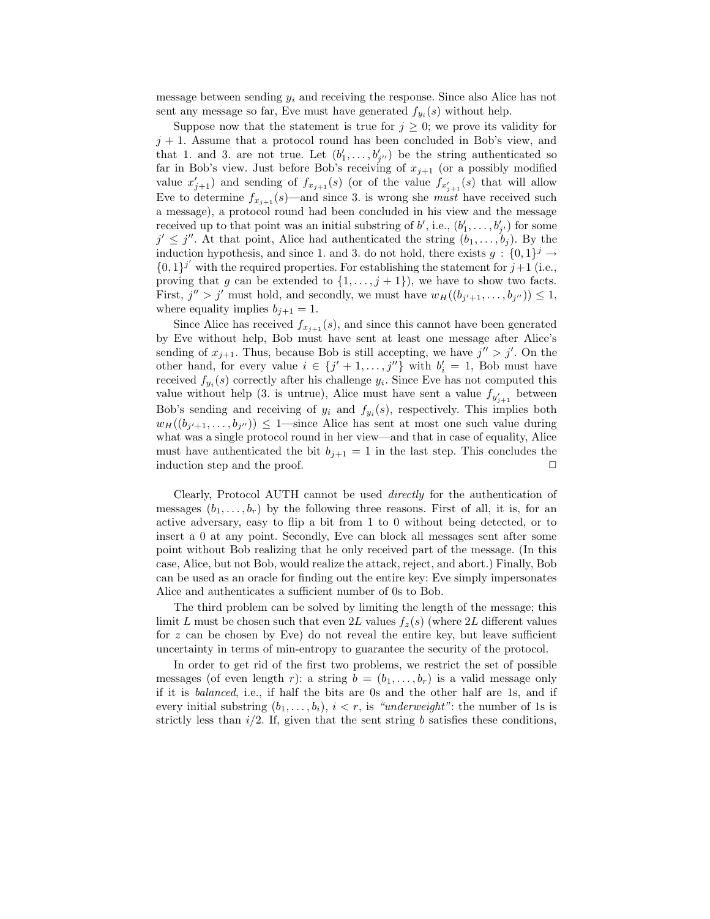message between sending $y_i$ and receiving the response. Since also Alice has not sent any message so far, Eve must have generated $f_{y_i}(s)$ without help.

Suppose now that the statement is true for $j \geq 0$; we prove its validity for $j+1$. Assume that a protocol round has been concluded in Bob's view, and that 1. and 3. are not true. Let $(b'_1, \ldots, b'_{j''})$ be the string authenticated so far in Bob's view. Just before Bob's receiving of $x_{j+1}$ (or a possibly modified value $x'_{j+1}$) and sending of $f_{x_{j+1}}(s)$ (or of the value $f_{x'_{j+1}}(s)$ that will allow Eve to determine $f_{x_{j+1}}(s)$—and since 3. is wrong she *must* have received such a message), a protocol round had been concluded in his view and the message received up to that point was an initial substring of $b'$, i.e., $(b'_1, \ldots, b'_{j'})$ for some $j' \leq j''$. At that point, Alice had authenticated the string $(b_1, \ldots, b_j)$. By the induction hypothesis, and since 1. and 3. do not hold, there exists $g : \{0,1\}^j \to \{0,1\}^{j'}$ with the required properties. For establishing the statement for $j+1$ (i.e., proving that $g$ can be extended to $\{1, \ldots, j+1\}$), we have to show two facts. First, $j'' > j'$ must hold, and secondly, we must have $w_H((b_{j'+1}, \ldots, b_{j''})) \leq 1$, where equality implies $b_{j+1} = 1$.

Since Alice has received $f_{x_{j+1}}(s)$, and since this cannot have been generated by Eve without help, Bob must have sent at least one message after Alice's sending of $x_{j+1}$. Thus, because Bob is still accepting, we have $j'' > j'$. On the other hand, for every value $i \in \{j'+1, \ldots, j''\}$ with $b'_i = 1$, Bob must have received $f_{y_i}(s)$ correctly after his challenge $y_i$. Since Eve has not computed this value without help (3. is untrue), Alice must have sent a value $f_{y'_{j+1}}$ between Bob's sending and receiving of $y_i$ and $f_{y_i}(s)$, respectively. This implies both $w_H((b_{j'+1}, \ldots, b_{j''})) \leq 1$—since Alice has sent at most one such value during what was a single protocol round in her view—and that in case of equality, Alice must have authenticated the bit $b_{j+1} = 1$ in the last step. This concludes the induction step and the proof. □

Clearly, Protocol AUTH cannot be used *directly* for the authentication of messages $(b_1, \ldots, b_r)$ by the following three reasons. First of all, it is, for an active adversary, easy to flip a bit from 1 to 0 without being detected, or to insert a 0 at any point. Secondly, Eve can block all messages sent after some point without Bob realizing that he only received part of the message. (In this case, Alice, but not Bob, would realize the attack, reject, and abort.) Finally, Bob can be used as an oracle for finding out the entire key: Eve simply impersonates Alice and authenticates a sufficient number of 0s to Bob.

The third problem can be solved by limiting the length of the message; this limit $L$ must be chosen such that even $2L$ values $f_z(s)$ (where $2L$ different values for $z$ can be chosen by Eve) do not reveal the entire key, but leave sufficient uncertainty in terms of min-entropy to guarantee the security of the protocol.

In order to get rid of the first two problems, we restrict the set of possible messages (of even length $r$): a string $b = (b_1, \ldots, b_r)$ is a valid message only if it is *balanced*, i.e., if half the bits are 0s and the other half are 1s, and if every initial substring $(b_1, \ldots, b_i)$, $i < r$, is *"underweight"*: the number of 1s is strictly less than $i/2$. If, given that the sent string $b$ satisfies these conditions,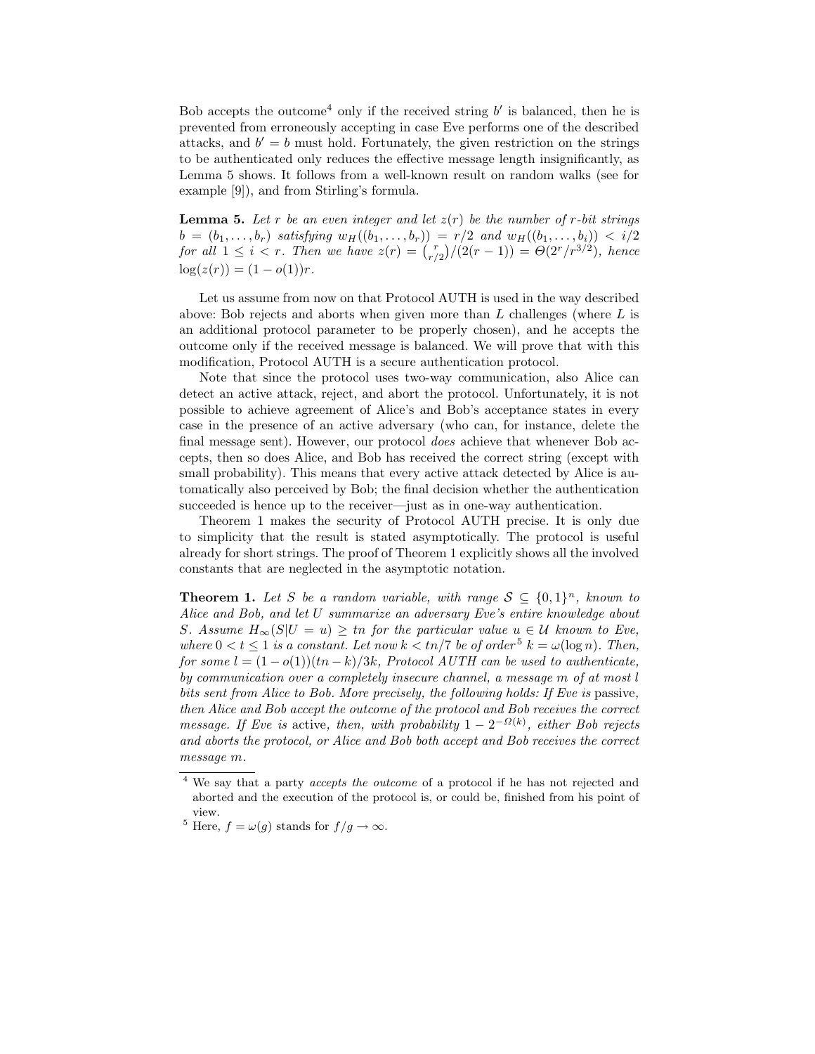Bob accepts the outcome[4] only if the received string $b'$ is balanced, then he is prevented from erroneously accepting in case Eve performs one of the described attacks, and $b' = b$ must hold. Fortunately, the given restriction on the strings to be authenticated only reduces the effective message length insignificantly, as Lemma 5 shows. It follows from a well-known result on random walks (see for example [9]), and from Stirling's formula.

**Lemma 5.** *Let $r$ be an even integer and let $z(r)$ be the number of $r$-bit strings $b = (b_1, \dots, b_r)$ satisfying $w_H((b_1, \dots, b_r)) = r/2$ and $w_H((b_1, \dots, b_i)) < i/2$ for all $1 \leq i < r$. Then we have $z(r) = \binom{r}{r/2}/(2(r-1)) = \Theta(2^r/r^{3/2})$, hence $\log(z(r)) = (1 - o(1))r$.*

Let us assume from now on that Protocol AUTH is used in the way described above: Bob rejects and aborts when given more than $L$ challenges (where $L$ is an additional protocol parameter to be properly chosen), and he accepts the outcome only if the received message is balanced. We will prove that with this modification, Protocol AUTH is a secure authentication protocol.

Note that since the protocol uses two-way communication, also Alice can detect an active attack, reject, and abort the protocol. Unfortunately, it is not possible to achieve agreement of Alice's and Bob's acceptance states in every case in the presence of an active adversary (who can, for instance, delete the final message sent). However, our protocol *does* achieve that whenever Bob accepts, then so does Alice, and Bob has received the correct string (except with small probability). This means that every active attack detected by Alice is automatically also perceived by Bob; the final decision whether the authentication succeeded is hence up to the receiver—just as in one-way authentication.

Theorem 1 makes the security of Protocol AUTH precise. It is only due to simplicity that the result is stated asymptotically. The protocol is useful already for short strings. The proof of Theorem 1 explicitly shows all the involved constants that are neglected in the asymptotic notation.

**Theorem 1.** *Let $S$ be a random variable, with range $\mathcal{S} \subseteq \{0,1\}^n$, known to Alice and Bob, and let $U$ summarize an adversary Eve's entire knowledge about $S$. Assume $H_\infty(S|U = u) \geq tn$ for the particular value $u \in \mathcal{U}$ known to Eve, where $0 < t \leq 1$ is a constant. Let now $k < tn/7$ be of order[5] $k = \omega(\log n)$. Then, for some $l = (1 - o(1))(tn - k)/3k$, Protocol AUTH can be used to authenticate, by communication over a completely insecure channel, a message $m$ of at most $l$ bits sent from Alice to Bob. More precisely, the following holds: If Eve is* passive, *then Alice and Bob accept the outcome of the protocol and Bob receives the correct message. If Eve is* active, *then, with probability $1 - 2^{-\Omega(k)}$, either Bob rejects and aborts the protocol, or Alice and Bob both accept and Bob receives the correct message $m$.*

---

[4] We say that a party *accepts the outcome* of a protocol if he has not rejected and aborted and the execution of the protocol is, or could be, finished from his point of view.

[5] Here, $f = \omega(g)$ stands for $f/g \to \infty$.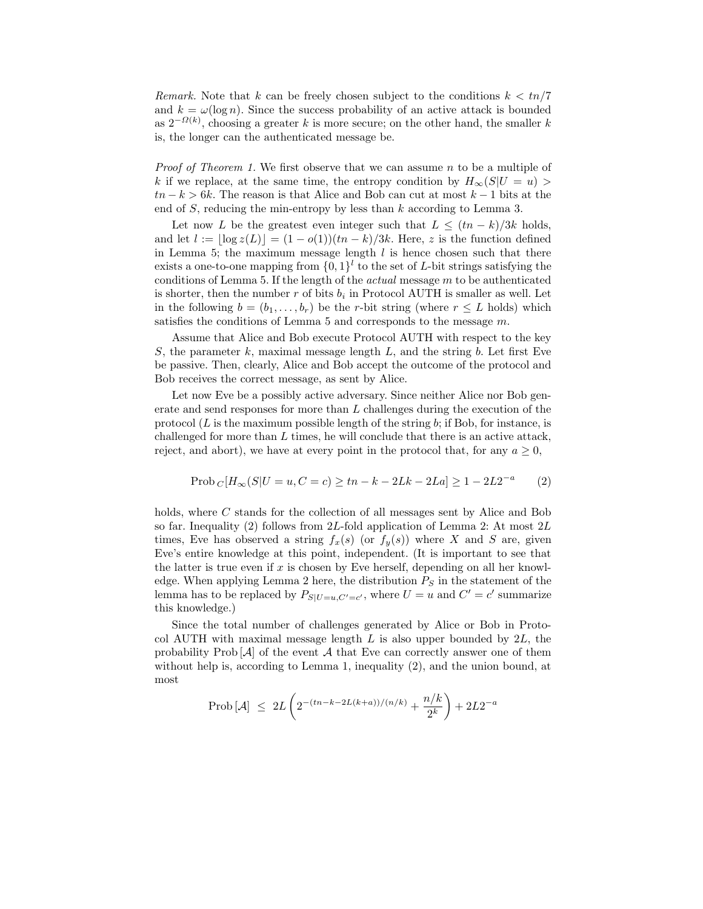*Remark.* Note that $k$ can be freely chosen subject to the conditions $k < tn/7$ and $k = \omega(\log n)$. Since the success probability of an active attack is bounded as $2^{-\Omega(k)}$, choosing a greater $k$ is more secure; on the other hand, the smaller $k$ is, the longer can the authenticated message be.

*Proof of Theorem 1.* We first observe that we can assume $n$ to be a multiple of $k$ if we replace, at the same time, the entropy condition by $H_\infty(S|U = u) > tn - k > 6k$. The reason is that Alice and Bob can cut at most $k - 1$ bits at the end of $S$, reducing the min-entropy by less than $k$ according to Lemma 3.

Let now $L$ be the greatest even integer such that $L \leq (tn - k)/3k$ holds, and let $l := \lfloor \log z(L) \rfloor = (1 - o(1))(tn - k)/3k$. Here, $z$ is the function defined in Lemma 5; the maximum message length $l$ is hence chosen such that there exists a one-to-one mapping from $\{0, 1\}^l$ to the set of $L$-bit strings satisfying the conditions of Lemma 5. If the length of the *actual* message $m$ to be authenticated is shorter, then the number $r$ of bits $b_i$ in Protocol AUTH is smaller as well. Let in the following $b = (b_1, \ldots, b_r)$ be the $r$-bit string (where $r \leq L$ holds) which satisfies the conditions of Lemma 5 and corresponds to the message $m$.

Assume that Alice and Bob execute Protocol AUTH with respect to the key $S$, the parameter $k$, maximal message length $L$, and the string $b$. Let first Eve be passive. Then, clearly, Alice and Bob accept the outcome of the protocol and Bob receives the correct message, as sent by Alice.

Let now Eve be a possibly active adversary. Since neither Alice nor Bob generate and send responses for more than $L$ challenges during the execution of the protocol ($L$ is the maximum possible length of the string $b$; if Bob, for instance, is challenged for more than $L$ times, he will conclude that there is an active attack, reject, and abort), we have at every point in the protocol that, for any $a \geq 0$,

$$\text{Prob}_C[H_\infty(S|U = u, C = c) \geq tn - k - 2Lk - 2La] \geq 1 - 2L2^{-a} \qquad (2)$$

holds, where $C$ stands for the collection of all messages sent by Alice and Bob so far. Inequality (2) follows from $2L$-fold application of Lemma 2: At most $2L$ times, Eve has observed a string $f_x(s)$ (or $f_y(s)$) where $X$ and $S$ are, given Eve's entire knowledge at this point, independent. (It is important to see that the latter is true even if $x$ is chosen by Eve herself, depending on all her knowledge. When applying Lemma 2 here, the distribution $P_S$ in the statement of the lemma has to be replaced by $P_{S|U=u,C'=c'}$, where $U = u$ and $C' = c'$ summarize this knowledge.)

Since the total number of challenges generated by Alice or Bob in Protocol AUTH with maximal message length $L$ is also upper bounded by $2L$, the probability $\text{Prob}[\mathcal{A}]$ of the event $\mathcal{A}$ that Eve can correctly answer one of them without help is, according to Lemma 1, inequality (2), and the union bound, at most

$$\text{Prob}[\mathcal{A}] \;\leq\; 2L \left( 2^{-(tn-k-2L(k+a))/(n/k)} + \frac{n/k}{2^k} \right) + 2L2^{-a}$$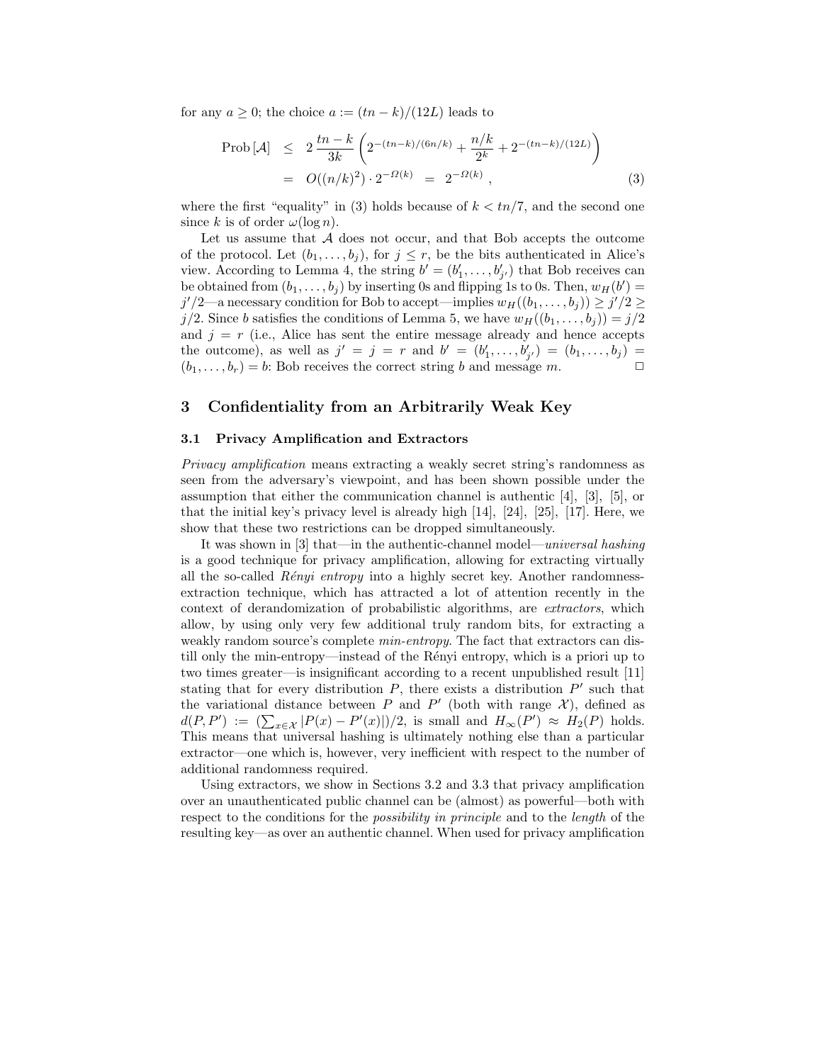for any $a \geq 0$; the choice $a := (tn-k)/(12L)$ leads to

$$\begin{aligned}\text{Prob}\,[\mathcal{A}] &\leq 2\,\frac{tn-k}{3k}\left(2^{-(tn-k)/(6n/k)} + \frac{n/k}{2^k} + 2^{-(tn-k)/(12L)}\right) \\ &= O((n/k)^2)\cdot 2^{-\Omega(k)} \;=\; 2^{-\Omega(k)}\;, \end{aligned} \tag{3}$$

where the first "equality" in (3) holds because of $k < tn/7$, and the second one since $k$ is of order $\omega(\log n)$.

Let us assume that $\mathcal{A}$ does not occur, and that Bob accepts the outcome of the protocol. Let $(b_1,\ldots,b_j)$, for $j \leq r$, be the bits authenticated in Alice's view. According to Lemma 4, the string $b' = (b'_1,\ldots,b'_{j'})$ that Bob receives can be obtained from $(b_1,\ldots,b_j)$ by inserting 0s and flipping 1s to 0s. Then, $w_H(b') = j'/2$—a necessary condition for Bob to accept—implies $w_H((b_1,\ldots,b_j)) \geq j'/2 \geq j/2$. Since $b$ satisfies the conditions of Lemma 5, we have $w_H((b_1,\ldots,b_j)) = j/2$ and $j = r$ (i.e., Alice has sent the entire message already and hence accepts the outcome), as well as $j' = j = r$ and $b' = (b'_1,\ldots,b'_{j'}) = (b_1,\ldots,b_j) = (b_1,\ldots,b_r) = b$: Bob receives the correct string $b$ and message $m$. □

## 3 Confidentiality from an Arbitrarily Weak Key

### 3.1 Privacy Amplification and Extractors

*Privacy amplification* means extracting a weakly secret string's randomness as seen from the adversary's viewpoint, and has been shown possible under the assumption that either the communication channel is authentic [4], [3], [5], or that the initial key's privacy level is already high [14], [24], [25], [17]. Here, we show that these two restrictions can be dropped simultaneously.

It was shown in [3] that—in the authentic-channel model—*universal hashing* is a good technique for privacy amplification, allowing for extracting virtually all the so-called *Rényi entropy* into a highly secret key. Another randomness-extraction technique, which has attracted a lot of attention recently in the context of derandomization of probabilistic algorithms, are *extractors*, which allow, by using only very few additional truly random bits, for extracting a weakly random source's complete *min-entropy*. The fact that extractors can distill only the min-entropy—instead of the Rényi entropy, which is a priori up to two times greater—is insignificant according to a recent unpublished result [11] stating that for every distribution $P$, there exists a distribution $P'$ such that the variational distance between $P$ and $P'$ (both with range $\mathcal{X}$), defined as $d(P,P') := (\sum_{x\in\mathcal{X}} |P(x) - P'(x)|)/2$, is small and $H_\infty(P') \approx H_2(P)$ holds. This means that universal hashing is ultimately nothing else than a particular extractor—one which is, however, very inefficient with respect to the number of additional randomness required.

Using extractors, we show in Sections 3.2 and 3.3 that privacy amplification over an unauthenticated public channel can be (almost) as powerful—both with respect to the conditions for the *possibility in principle* and to the *length* of the resulting key—as over an authentic channel. When used for privacy amplification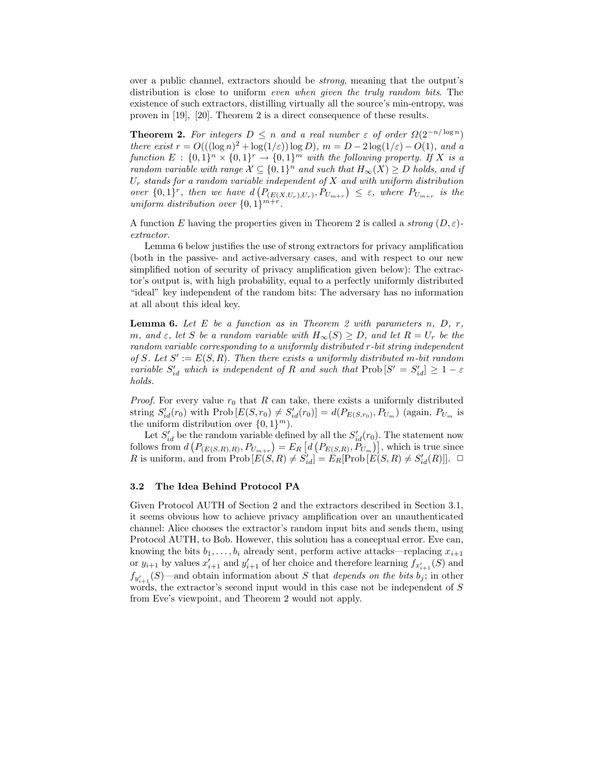over a public channel, extractors should be *strong*, meaning that the output's distribution is close to uniform *even when given the truly random bits*. The existence of such extractors, distilling virtually all the source's min-entropy, was proven in [19], [20]. Theorem 2 is a direct consequence of these results.

**Theorem 2.** *For integers $D \leq n$ and a real number $\varepsilon$ of order $\Omega(2^{-n/\log n})$ there exist $r = O(((\log n)^2 + \log(1/\varepsilon)) \log D)$, $m = D - 2\log(1/\varepsilon) - O(1)$, and a function $E : \{0,1\}^n \times \{0,1\}^r \to \{0,1\}^m$ with the following property. If $X$ is a random variable with range $\mathcal{X} \subseteq \{0,1\}^n$ and such that $H_\infty(X) \geq D$ holds, and if $U_r$ stands for a random variable independent of $X$ and with uniform distribution over $\{0,1\}^r$, then we have $d\left(P_{(E(X,U_r),U_r)}, P_{U_{m+r}}\right) \leq \varepsilon$, where $P_{U_{m+r}}$ is the uniform distribution over $\{0,1\}^{m+r}$.*

A function $E$ having the properties given in Theorem 2 is called a *strong $(D, \varepsilon)$-extractor*.

Lemma 6 below justifies the use of strong extractors for privacy amplification (both in the passive- and active-adversary cases, and with respect to our new simplified notion of security of privacy amplification given below): The extractor's output is, with high probability, equal to a perfectly uniformly distributed "ideal" key independent of the random bits: The adversary has no information at all about this ideal key.

**Lemma 6.** *Let $E$ be a function as in Theorem 2 with parameters $n$, $D$, $r$, $m$, and $\varepsilon$, let $S$ be a random variable with $H_\infty(S) \geq D$, and let $R = U_r$ be the random variable corresponding to a uniformly distributed $r$-bit string independent of $S$. Let $S' := E(S,R)$. Then there exists a uniformly distributed $m$-bit random variable $S'_{id}$ which is independent of $R$ and such that $\text{Prob}\,[S' = S'_{id}] \geq 1 - \varepsilon$ holds.*

*Proof.* For every value $r_0$ that $R$ can take, there exists a uniformly distributed string $S'_{id}(r_0)$ with $\text{Prob}\,[E(S,r_0) \neq S'_{id}(r_0)] = d(P_{E(S,r_0)}, P_{U_m})$ (again, $P_{U_m}$ is the uniform distribution over $\{0,1\}^m$).

Let $S'_{id}$ be the random variable defined by all the $S'_{id}(r_0)$. The statement now follows from $d\left(P_{(E(S,R),R)}, P_{U_{m+r}}\right) = E_R\left[d\left(P_{E(S,R)}, P_{U_m}\right)\right]$, which is true since $R$ is uniform, and from $\text{Prob}\,[E(S,R) \neq S'_{id}] = E_R[\text{Prob}\,[E(S,R) \neq S'_{id}(R)]]$. □

### 3.2 The Idea Behind Protocol PA

Given Protocol AUTH of Section 2 and the extractors described in Section 3.1, it seems obvious how to achieve privacy amplification over an unauthenticated channel: Alice chooses the extractor's random input bits and sends them, using Protocol AUTH, to Bob. However, this solution has a conceptual error. Eve can, knowing the bits $b_1, \ldots, b_i$ already sent, perform active attacks—replacing $x_{i+1}$ or $y_{i+1}$ by values $x'_{i+1}$ and $y'_{i+1}$ of her choice and therefore learning $f_{x'_{i+1}}(S)$ and $f_{y'_{i+1}}(S)$—and obtain information about $S$ that *depends on the bits $b_j$*; in other words, the extractor's second input would in this case not be independent of $S$ from Eve's viewpoint, and Theorem 2 would not apply.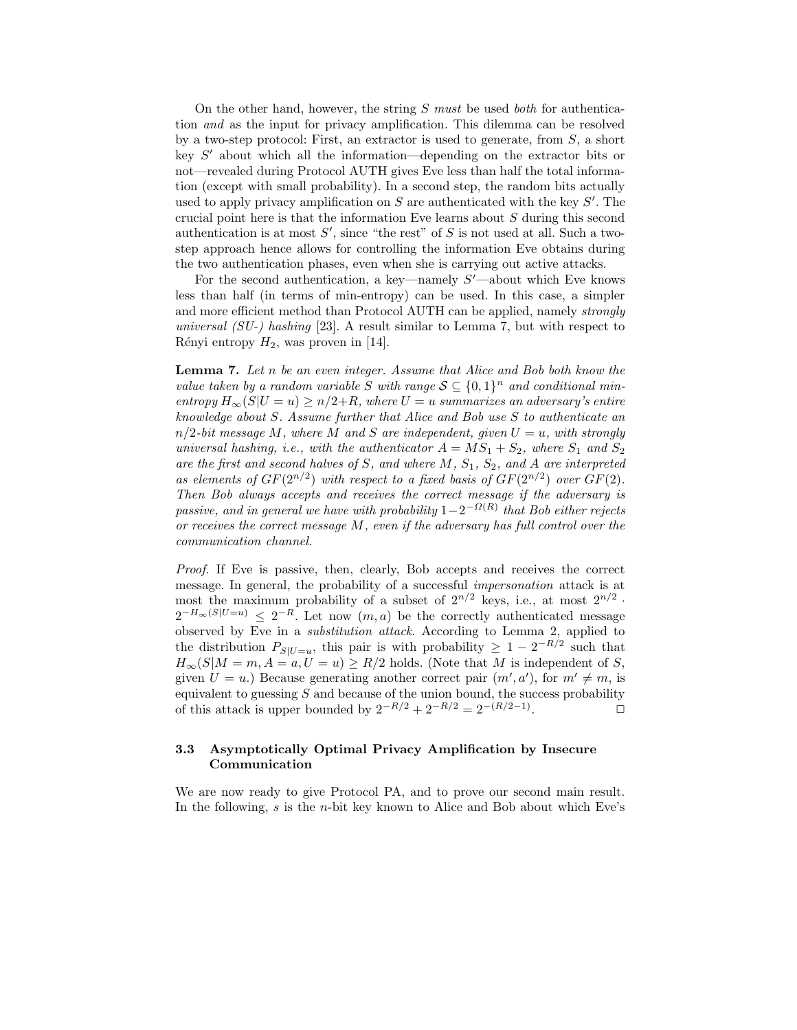On the other hand, however, the string $S$ *must* be used *both* for authentication *and* as the input for privacy amplification. This dilemma can be resolved by a two-step protocol: First, an extractor is used to generate, from $S$, a short key $S'$ about which all the information—depending on the extractor bits or not—revealed during Protocol AUTH gives Eve less than half the total information (except with small probability). In a second step, the random bits actually used to apply privacy amplification on $S$ are authenticated with the key $S'$. The crucial point here is that the information Eve learns about $S$ during this second authentication is at most $S'$, since "the rest" of $S$ is not used at all. Such a two-step approach hence allows for controlling the information Eve obtains during the two authentication phases, even when she is carrying out active attacks.

For the second authentication, a key—namely $S'$—about which Eve knows less than half (in terms of min-entropy) can be used. In this case, a simpler and more efficient method than Protocol AUTH can be applied, namely *strongly universal (SU-) hashing* [23]. A result similar to Lemma 7, but with respect to Rényi entropy $H_2$, was proven in [14].

**Lemma 7.** *Let $n$ be an even integer. Assume that Alice and Bob both know the value taken by a random variable $S$ with range $\mathcal{S} \subseteq \{0,1\}^n$ and conditional min-entropy $H_\infty(S|U=u) \geq n/2+R$, where $U=u$ summarizes an adversary's entire knowledge about $S$. Assume further that Alice and Bob use $S$ to authenticate an $n/2$-bit message $M$, where $M$ and $S$ are independent, given $U=u$, with strongly universal hashing, i.e., with the authenticator $A = MS_1 + S_2$, where $S_1$ and $S_2$ are the first and second halves of $S$, and where $M$, $S_1$, $S_2$, and $A$ are interpreted as elements of $GF(2^{n/2})$ with respect to a fixed basis of $GF(2^{n/2})$ over $GF(2)$. Then Bob always accepts and receives the correct message if the adversary is passive, and in general we have with probability $1-2^{-\Omega(R)}$ that Bob either rejects or receives the correct message $M$, even if the adversary has full control over the communication channel.*

*Proof.* If Eve is passive, then, clearly, Bob accepts and receives the correct message. In general, the probability of a successful *impersonation* attack is at most the maximum probability of a subset of $2^{n/2}$ keys, i.e., at most $2^{n/2} \cdot 2^{-H_\infty(S|U=u)} \leq 2^{-R}$. Let now $(m, a)$ be the correctly authenticated message observed by Eve in a *substitution attack*. According to Lemma 2, applied to the distribution $P_{S|U=u}$, this pair is with probability $\geq 1 - 2^{-R/2}$ such that $H_\infty(S|M=m, A=a, U=u) \geq R/2$ holds. (Note that $M$ is independent of $S$, given $U=u$.) Because generating another correct pair $(m', a')$, for $m' \neq m$, is equivalent to guessing $S$ and because of the union bound, the success probability of this attack is upper bounded by $2^{-R/2} + 2^{-R/2} = 2^{-(R/2-1)}$. □

### 3.3 Asymptotically Optimal Privacy Amplification by Insecure Communication

We are now ready to give Protocol PA, and to prove our second main result. In the following, $s$ is the $n$-bit key known to Alice and Bob about which Eve's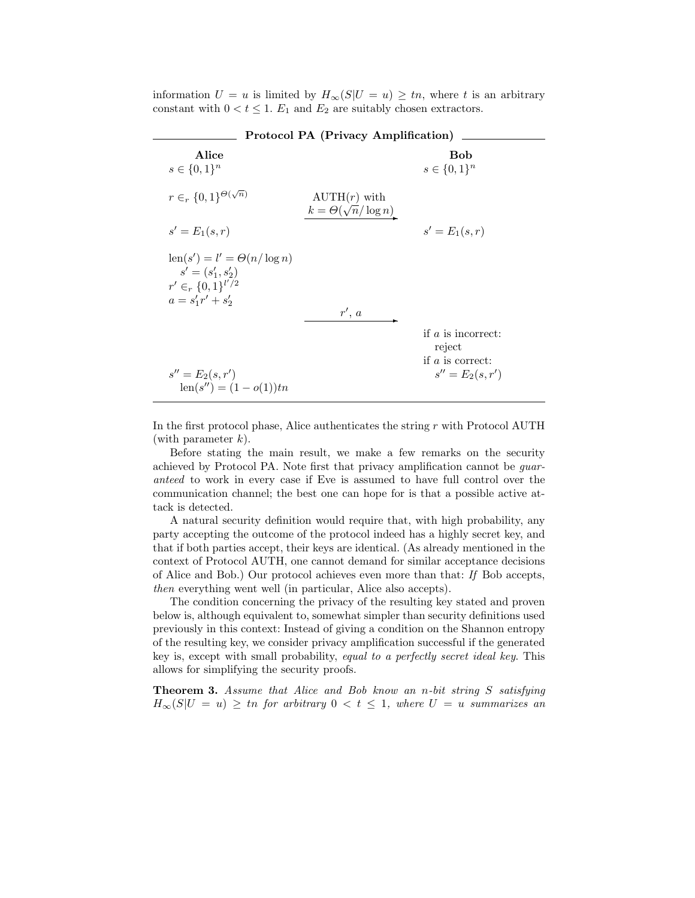information $U = u$ is limited by $H_\infty(S|U = u) \geq tn$, where $t$ is an arbitrary constant with $0 < t \leq 1$. $E_1$ and $E_2$ are suitably chosen extractors.

**Protocol PA (Privacy Amplification)**

| Alice | | Bob |
|---|---|---|
| $s \in \{0,1\}^n$ | | $s \in \{0,1\}^n$ |
| $r \in_r \{0,1\}^{\Theta(\sqrt{n})}$ | AUTH($r$) with $k = \Theta(\sqrt{n}/\log n)$ $\longrightarrow$ | |
| $s' = E_1(s, r)$ | | $s' = E_1(s, r)$ |
| $\text{len}(s') = l' = \Theta(n/\log n)$ <br> $s' = (s'_1, s'_2)$ <br> $r' \in_r \{0,1\}^{l'/2}$ <br> $a = s'_1 r' + s'_2$ | | |
| | $r'$, $a$ $\longrightarrow$ | |
| | | if $a$ is incorrect: reject <br> if $a$ is correct: |
| $s'' = E_2(s, r')$ <br> $\text{len}(s'') = (1 - o(1))tn$ | | $s'' = E_2(s, r')$ |

In the first protocol phase, Alice authenticates the string $r$ with Protocol AUTH (with parameter $k$).

Before stating the main result, we make a few remarks on the security achieved by Protocol PA. Note first that privacy amplification cannot be *guaranteed* to work in every case if Eve is assumed to have full control over the communication channel; the best one can hope for is that a possible active attack is detected.

A natural security definition would require that, with high probability, any party accepting the outcome of the protocol indeed has a highly secret key, and that if both parties accept, their keys are identical. (As already mentioned in the context of Protocol AUTH, one cannot demand for similar acceptance decisions of Alice and Bob.) Our protocol achieves even more than that: *If* Bob accepts, *then* everything went well (in particular, Alice also accepts).

The condition concerning the privacy of the resulting key stated and proven below is, although equivalent to, somewhat simpler than security definitions used previously in this context: Instead of giving a condition on the Shannon entropy of the resulting key, we consider privacy amplification successful if the generated key is, except with small probability, *equal to a perfectly secret ideal key*. This allows for simplifying the security proofs.

**Theorem 3.** *Assume that Alice and Bob know an $n$-bit string $S$ satisfying $H_\infty(S|U = u) \geq tn$ for arbitrary $0 < t \leq 1$, where $U = u$ summarizes an*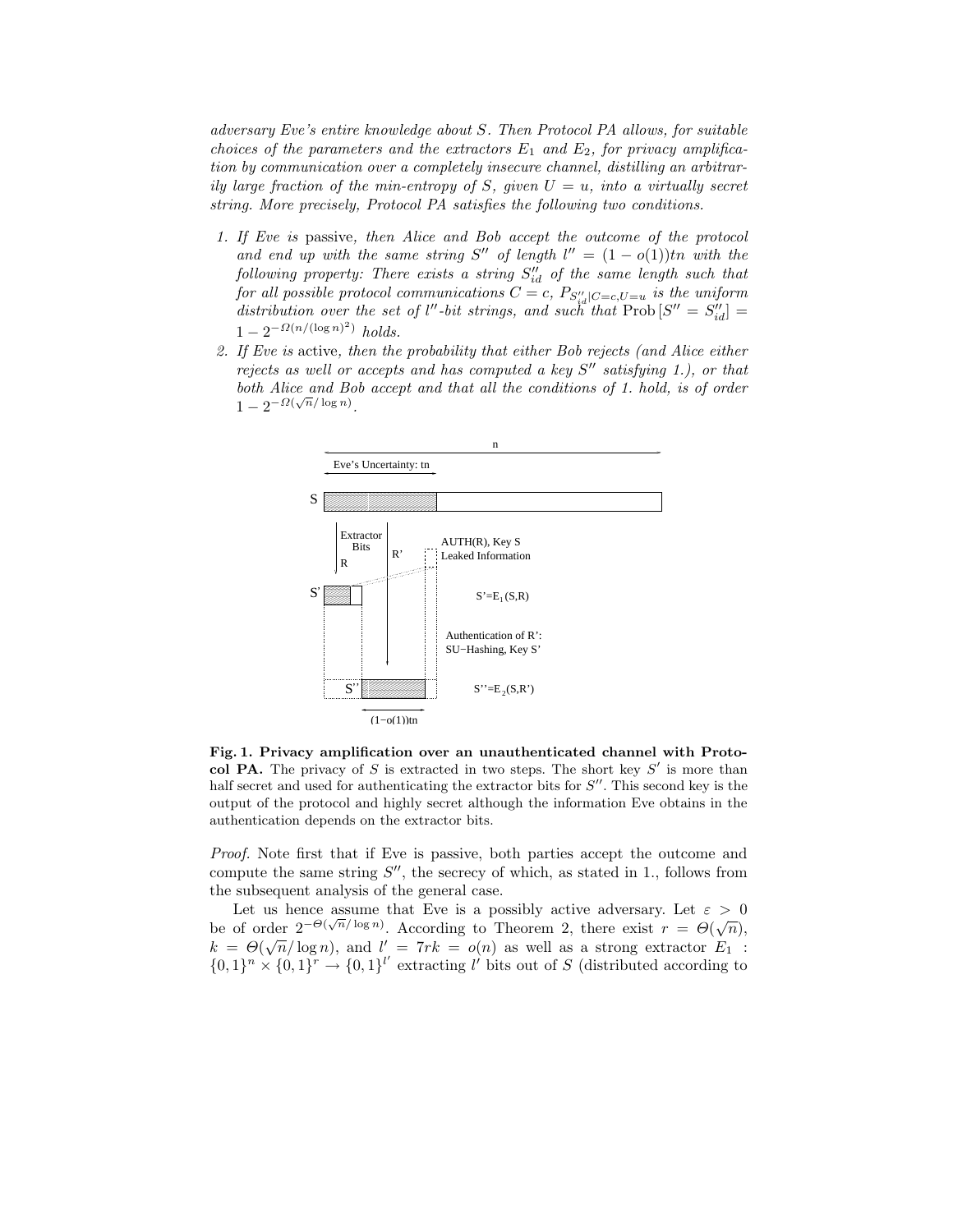*adversary Eve's entire knowledge about $S$. Then Protocol PA allows, for suitable choices of the parameters and the extractors $E_1$ and $E_2$, for privacy amplification by communication over a completely insecure channel, distilling an arbitrarily large fraction of the min-entropy of $S$, given $U = u$, into a virtually secret string. More precisely, Protocol PA satisfies the following two conditions.*

1. *If Eve is* passive, *then Alice and Bob accept the outcome of the protocol and end up with the same string $S''$ of length $l'' = (1 - o(1))tn$ with the following property: There exists a string $S''_{id}$ of the same length such that for all possible protocol communications $C = c$, $P_{S''_{id}|C=c,U=u}$ is the uniform distribution over the set of $l''$-bit strings, and such that $\text{Prob}\,[S'' = S''_{id}] = 1 - 2^{-\Omega(n/(\log n)^2)}$ holds.*
2. *If Eve is* active, *then the probability that either Bob rejects (and Alice either rejects as well or accepts and has computed a key $S''$ satisfying 1.), or that both Alice and Bob accept and that all the conditions of 1. hold, is of order $1 - 2^{-\Omega(\sqrt{n}/\log n)}$.*

**Fig. 1. Privacy amplification over an unauthenticated channel with Protocol PA.** The privacy of $S$ is extracted in two steps. The short key $S'$ is more than half secret and used for authenticating the extractor bits for $S''$. This second key is the output of the protocol and highly secret although the information Eve obtains in the authentication depends on the extractor bits.

*Proof.* Note first that if Eve is passive, both parties accept the outcome and compute the same string $S''$, the secrecy of which, as stated in 1., follows from the subsequent analysis of the general case.

Let us hence assume that Eve is a possibly active adversary. Let $\varepsilon > 0$ be of order $2^{-\Theta(\sqrt{n}/\log n)}$. According to Theorem 2, there exist $r = \Theta(\sqrt{n})$, $k = \Theta(\sqrt{n}/\log n)$, and $l' = 7rk = o(n)$ as well as a strong extractor $E_1 : \{0,1\}^n \times \{0,1\}^r \to \{0,1\}^{l'}$ extracting $l'$ bits out of $S$ (distributed according to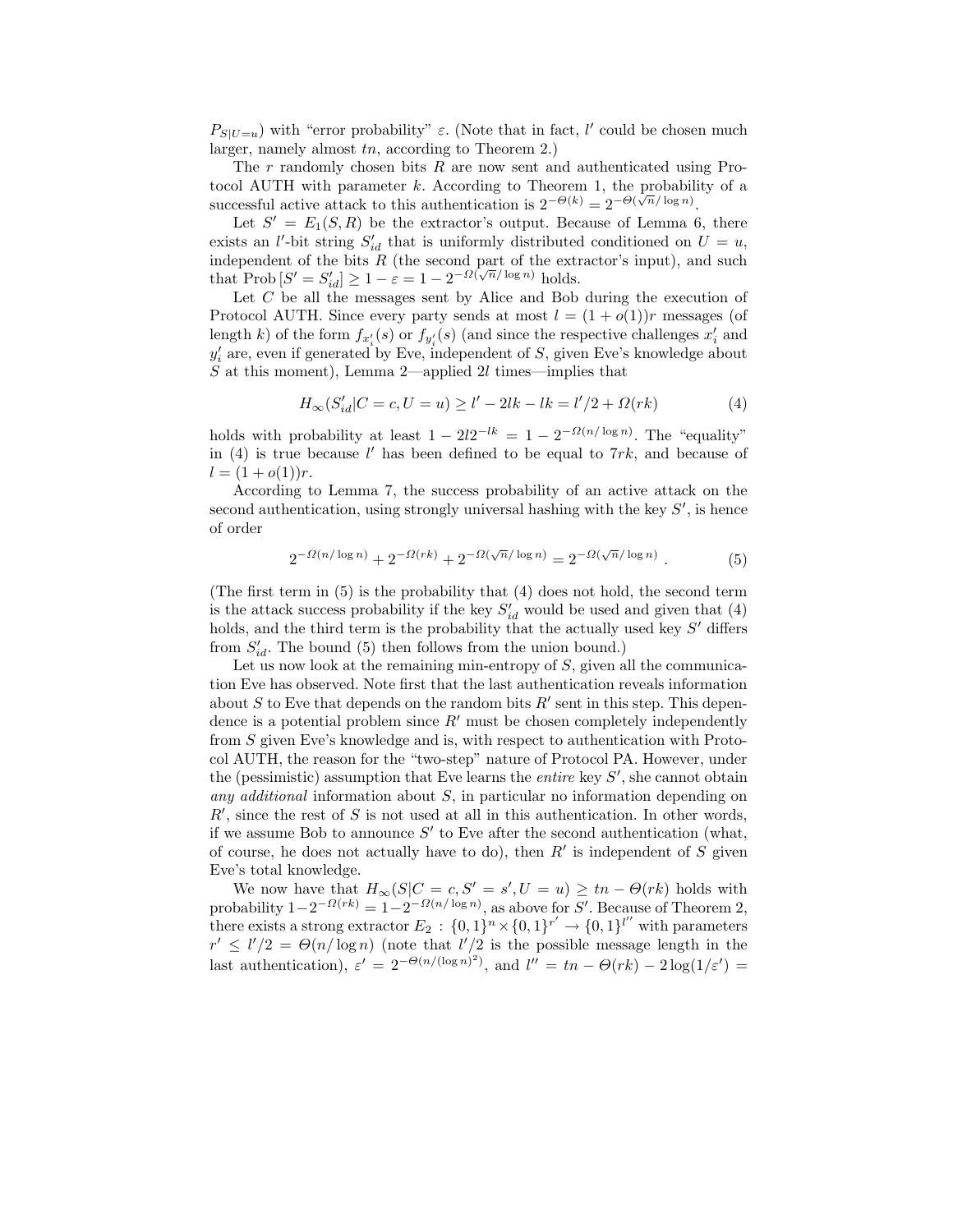$P_{S|U=u}$) with "error probability" $\varepsilon$. (Note that in fact, $l'$ could be chosen much larger, namely almost $tn$, according to Theorem 2.)

The $r$ randomly chosen bits $R$ are now sent and authenticated using Protocol AUTH with parameter $k$. According to Theorem 1, the probability of a successful active attack to this authentication is $2^{-\Theta(k)} = 2^{-\Theta(\sqrt{n}/\log n)}$.

Let $S' = E_1(S, R)$ be the extractor's output. Because of Lemma 6, there exists an $l'$-bit string $S'_{id}$ that is uniformly distributed conditioned on $U = u$, independent of the bits $R$ (the second part of the extractor's input), and such that $\text{Prob}\,[S' = S'_{id}] \geq 1 - \varepsilon = 1 - 2^{-\Omega(\sqrt{n}/\log n)}$ holds.

Let $C$ be all the messages sent by Alice and Bob during the execution of Protocol AUTH. Since every party sends at most $l = (1 + o(1))r$ messages (of length $k$) of the form $f_{x'_i}(s)$ or $f_{y'_i}(s)$ (and since the respective challenges $x'_i$ and $y'_i$ are, even if generated by Eve, independent of $S$, given Eve's knowledge about $S$ at this moment), Lemma 2—applied $2l$ times—implies that

$$H_\infty(S'_{id}|C = c, U = u) \geq l' - 2lk - lk = l'/2 + \Omega(rk) \tag{4}$$

holds with probability at least $1 - 2l2^{-lk} = 1 - 2^{-\Omega(n/\log n)}$. The "equality" in (4) is true because $l'$ has been defined to be equal to $7rk$, and because of $l = (1 + o(1))r$.

According to Lemma 7, the success probability of an active attack on the second authentication, using strongly universal hashing with the key $S'$, is hence of order

$$2^{-\Omega(n/\log n)} + 2^{-\Omega(rk)} + 2^{-\Omega(\sqrt{n}/\log n)} = 2^{-\Omega(\sqrt{n}/\log n)} \; . \tag{5}$$

(The first term in (5) is the probability that (4) does not hold, the second term is the attack success probability if the key $S'_{id}$ would be used and given that (4) holds, and the third term is the probability that the actually used key $S'$ differs from $S'_{id}$. The bound (5) then follows from the union bound.)

Let us now look at the remaining min-entropy of $S$, given all the communication Eve has observed. Note first that the last authentication reveals information about $S$ to Eve that depends on the random bits $R'$ sent in this step. This dependence is a potential problem since $R'$ must be chosen completely independently from $S$ given Eve's knowledge and is, with respect to authentication with Protocol AUTH, the reason for the "two-step" nature of Protocol PA. However, under the (pessimistic) assumption that Eve learns the *entire* key $S'$, she cannot obtain *any additional* information about $S$, in particular no information depending on $R'$, since the rest of $S$ is not used at all in this authentication. In other words, if we assume Bob to announce $S'$ to Eve after the second authentication (what, of course, he does not actually have to do), then $R'$ is independent of $S$ given Eve's total knowledge.

We now have that $H_\infty(S|C = c, S' = s', U = u) \geq tn - \Theta(rk)$ holds with probability $1 - 2^{-\Omega(rk)} = 1 - 2^{-\Omega(n/\log n)}$, as above for $S'$. Because of Theorem 2, there exists a strong extractor $E_2 : \{0,1\}^n \times \{0,1\}^{r'} \to \{0,1\}^{l''}$ with parameters $r' \leq l'/2 = \Theta(n/\log n)$ (note that $l'/2$ is the possible message length in the last authentication), $\varepsilon' = 2^{-\Theta(n/(\log n)^2)}$, and $l'' = tn - \Theta(rk) - 2\log(1/\varepsilon') =$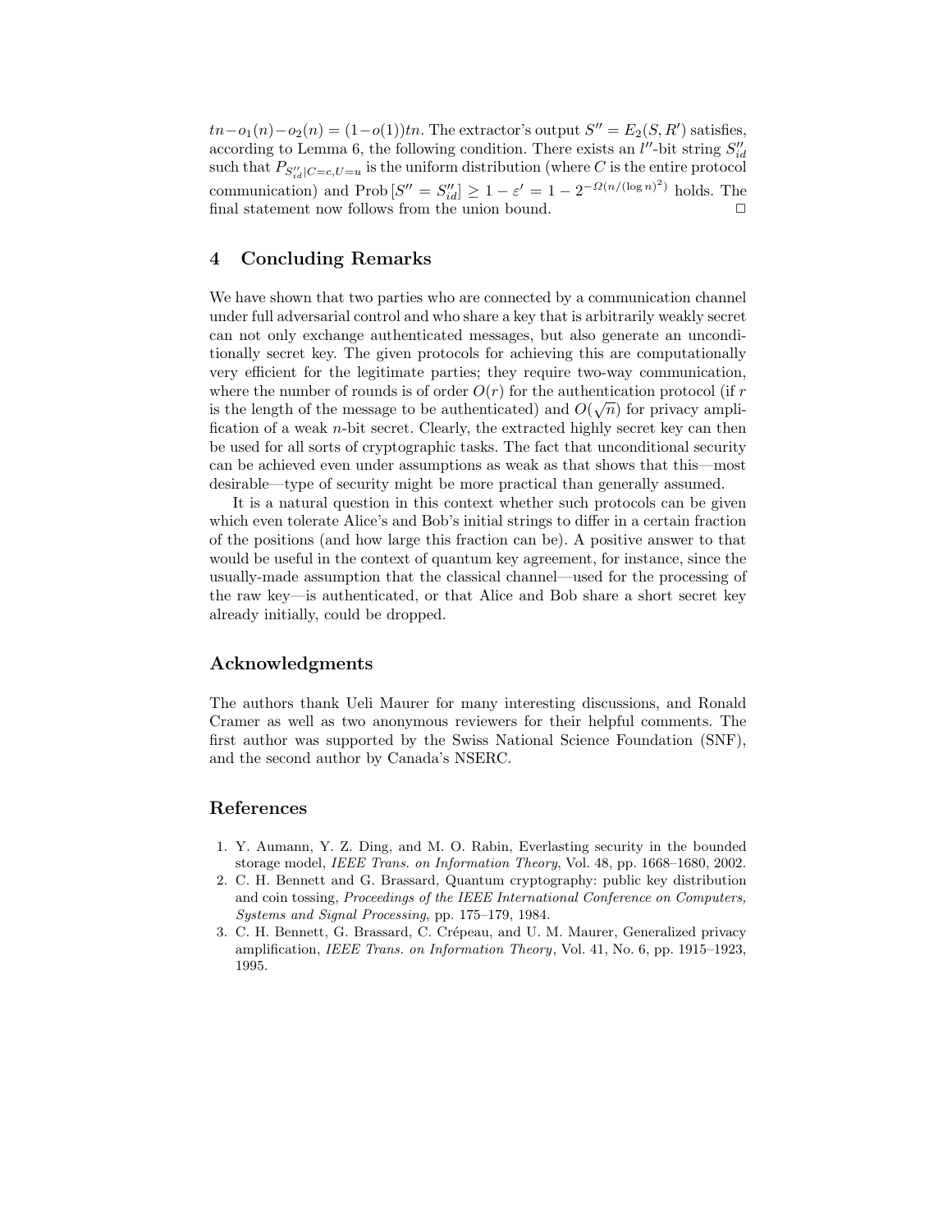$tn - o_1(n) - o_2(n) = (1 - o(1))tn$. The extractor's output $S'' = E_2(S, R')$ satisfies, according to Lemma 6, the following condition. There exists an $l''$-bit string $S''_{id}$ such that $P_{S''_{id}|C=c,U=u}$ is the uniform distribution (where $C$ is the entire protocol communication) and $\text{Prob}\,[S'' = S''_{id}] \geq 1 - \varepsilon' = 1 - 2^{-\Omega(n/(\log n)^2)}$ holds. The final statement now follows from the union bound. □

## 4 Concluding Remarks

We have shown that two parties who are connected by a communication channel under full adversarial control and who share a key that is arbitrarily weakly secret can not only exchange authenticated messages, but also generate an unconditionally secret key. The given protocols for achieving this are computationally very efficient for the legitimate parties; they require two-way communication, where the number of rounds is of order $O(r)$ for the authentication protocol (if $r$ is the length of the message to be authenticated) and $O(\sqrt{n})$ for privacy amplification of a weak $n$-bit secret. Clearly, the extracted highly secret key can then be used for all sorts of cryptographic tasks. The fact that unconditional security can be achieved even under assumptions as weak as that shows that this—most desirable—type of security might be more practical than generally assumed.

It is a natural question in this context whether such protocols can be given which even tolerate Alice's and Bob's initial strings to differ in a certain fraction of the positions (and how large this fraction can be). A positive answer to that would be useful in the context of quantum key agreement, for instance, since the usually-made assumption that the classical channel—used for the processing of the raw key—is authenticated, or that Alice and Bob share a short secret key already initially, could be dropped.

## Acknowledgments

The authors thank Ueli Maurer for many interesting discussions, and Ronald Cramer as well as two anonymous reviewers for their helpful comments. The first author was supported by the Swiss National Science Foundation (SNF), and the second author by Canada's NSERC.

## References

1. Y. Aumann, Y. Z. Ding, and M. O. Rabin, Everlasting security in the bounded storage model, *IEEE Trans. on Information Theory*, Vol. 48, pp. 1668–1680, 2002.
2. C. H. Bennett and G. Brassard, Quantum cryptography: public key distribution and coin tossing, *Proceedings of the IEEE International Conference on Computers, Systems and Signal Processing*, pp. 175–179, 1984.
3. C. H. Bennett, G. Brassard, C. Crépeau, and U. M. Maurer, Generalized privacy amplification, *IEEE Trans. on Information Theory*, Vol. 41, No. 6, pp. 1915–1923, 1995.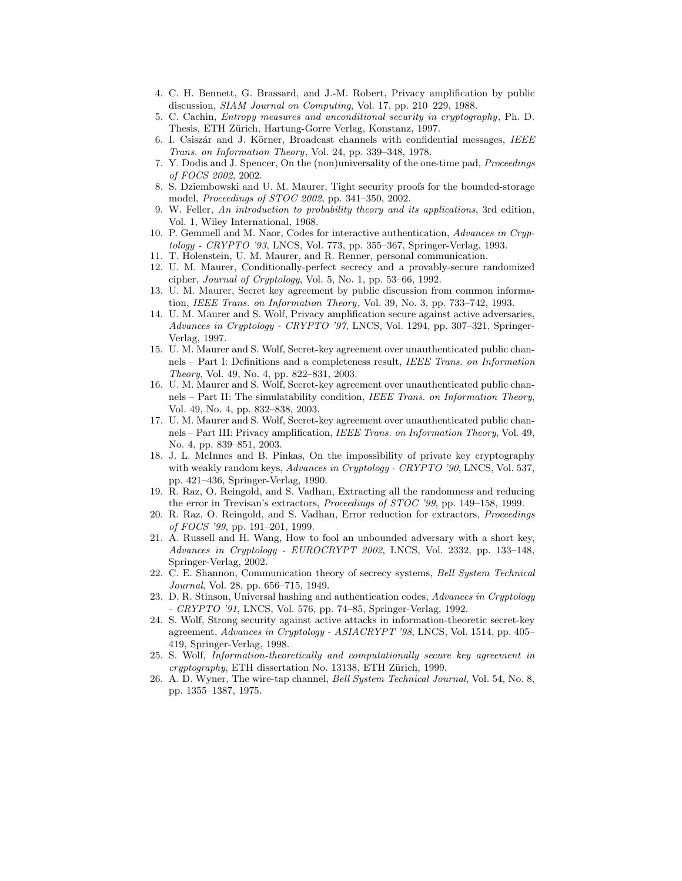4. C. H. Bennett, G. Brassard, and J.-M. Robert, Privacy amplification by public discussion, *SIAM Journal on Computing*, Vol. 17, pp. 210–229, 1988.
5. C. Cachin, *Entropy measures and unconditional security in cryptography*, Ph. D. Thesis, ETH Zürich, Hartung-Gorre Verlag, Konstanz, 1997.
6. I. Csiszár and J. Körner, Broadcast channels with confidential messages, *IEEE Trans. on Information Theory*, Vol. 24, pp. 339–348, 1978.
7. Y. Dodis and J. Spencer, On the (non)universality of the one-time pad, *Proceedings of FOCS 2002*, 2002.
8. S. Dziembowski and U. M. Maurer, Tight security proofs for the bounded-storage model, *Proceedings of STOC 2002*, pp. 341–350, 2002.
9. W. Feller, *An introduction to probability theory and its applications*, 3rd edition, Vol. 1, Wiley International, 1968.
10. P. Gemmell and M. Naor, Codes for interactive authentication, *Advances in Cryptology - CRYPTO '93*, LNCS, Vol. 773, pp. 355–367, Springer-Verlag, 1993.
11. T. Holenstein, U. M. Maurer, and R. Renner, personal communication.
12. U. M. Maurer, Conditionally-perfect secrecy and a provably-secure randomized cipher, *Journal of Cryptology*, Vol. 5, No. 1, pp. 53–66, 1992.
13. U. M. Maurer, Secret key agreement by public discussion from common information, *IEEE Trans. on Information Theory*, Vol. 39, No. 3, pp. 733–742, 1993.
14. U. M. Maurer and S. Wolf, Privacy amplification secure against active adversaries, *Advances in Cryptology - CRYPTO '97*, LNCS, Vol. 1294, pp. 307–321, Springer-Verlag, 1997.
15. U. M. Maurer and S. Wolf, Secret-key agreement over unauthenticated public channels – Part I: Definitions and a completeness result, *IEEE Trans. on Information Theory*, Vol. 49, No. 4, pp. 822–831, 2003.
16. U. M. Maurer and S. Wolf, Secret-key agreement over unauthenticated public channels – Part II: The simulatability condition, *IEEE Trans. on Information Theory*, Vol. 49, No. 4, pp. 832–838, 2003.
17. U. M. Maurer and S. Wolf, Secret-key agreement over unauthenticated public channels – Part III: Privacy amplification, *IEEE Trans. on Information Theory*, Vol. 49, No. 4, pp. 839–851, 2003.
18. J. L. McInnes and B. Pinkas, On the impossibility of private key cryptography with weakly random keys, *Advances in Cryptology - CRYPTO '90*, LNCS, Vol. 537, pp. 421–436, Springer-Verlag, 1990.
19. R. Raz, O. Reingold, and S. Vadhan, Extracting all the randomness and reducing the error in Trevisan's extractors, *Proceedings of STOC '99*, pp. 149–158, 1999.
20. R. Raz, O. Reingold, and S. Vadhan, Error reduction for extractors, *Proceedings of FOCS '99*, pp. 191–201, 1999.
21. A. Russell and H. Wang, How to fool an unbounded adversary with a short key, *Advances in Cryptology - EUROCRYPT 2002*, LNCS, Vol. 2332, pp. 133–148, Springer-Verlag, 2002.
22. C. E. Shannon, Communication theory of secrecy systems, *Bell System Technical Journal*, Vol. 28, pp. 656–715, 1949.
23. D. R. Stinson, Universal hashing and authentication codes, *Advances in Cryptology - CRYPTO '91*, LNCS, Vol. 576, pp. 74–85, Springer-Verlag, 1992.
24. S. Wolf, Strong security against active attacks in information-theoretic secret-key agreement, *Advances in Cryptology - ASIACRYPT '98*, LNCS, Vol. 1514, pp. 405–419, Springer-Verlag, 1998.
25. S. Wolf, *Information-theoretically and computationally secure key agreement in cryptography*, ETH dissertation No. 13138, ETH Zürich, 1999.
26. A. D. Wyner, The wire-tap channel, *Bell System Technical Journal*, Vol. 54, No. 8, pp. 1355–1387, 1975.